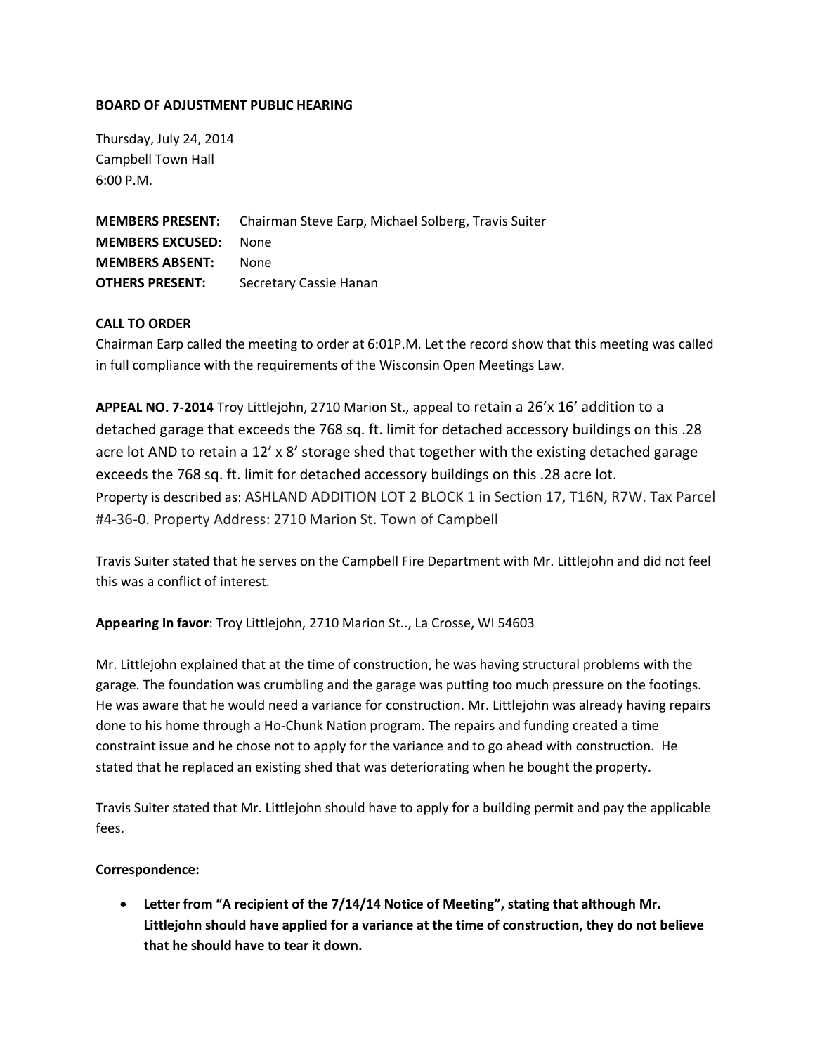**BOARD OF ADJUSTMENT PUBLIC HEARING**

Thursday, July 24, 2014
Campbell Town Hall
6:00 P.M.

**MEMBERS PRESENT:** Chairman Steve Earp, Michael Solberg, Travis Suiter
**MEMBERS EXCUSED:** None
**MEMBERS ABSENT:** None
**OTHERS PRESENT:** Secretary Cassie Hanan

**CALL TO ORDER**
Chairman Earp called the meeting to order at 6:01P.M. Let the record show that this meeting was called in full compliance with the requirements of the Wisconsin Open Meetings Law.

**APPEAL NO. 7-2014** Troy Littlejohn, 2710 Marion St., appeal to retain a 26'x 16' addition to a detached garage that exceeds the 768 sq. ft. limit for detached accessory buildings on this .28 acre lot AND to retain a 12' x 8' storage shed that together with the existing detached garage exceeds the 768 sq. ft. limit for detached accessory buildings on this .28 acre lot.
Property is described as: ASHLAND ADDITION LOT 2 BLOCK 1 in Section 17, T16N, R7W. Tax Parcel #4-36-0. Property Address: 2710 Marion St. Town of Campbell

Travis Suiter stated that he serves on the Campbell Fire Department with Mr. Littlejohn and did not feel this was a conflict of interest.

**Appearing In favor**: Troy Littlejohn, 2710 Marion St.., La Crosse, WI 54603

Mr. Littlejohn explained that at the time of construction, he was having structural problems with the garage. The foundation was crumbling and the garage was putting too much pressure on the footings. He was aware that he would need a variance for construction. Mr. Littlejohn was already having repairs done to his home through a Ho-Chunk Nation program. The repairs and funding created a time constraint issue and he chose not to apply for the variance and to go ahead with construction. He stated that he replaced an existing shed that was deteriorating when he bought the property.

Travis Suiter stated that Mr. Littlejohn should have to apply for a building permit and pay the applicable fees.

**Correspondence:**

- **Letter from "A recipient of the 7/14/14 Notice of Meeting", stating that although Mr. Littlejohn should have applied for a variance at the time of construction, they do not believe that he should have to tear it down.**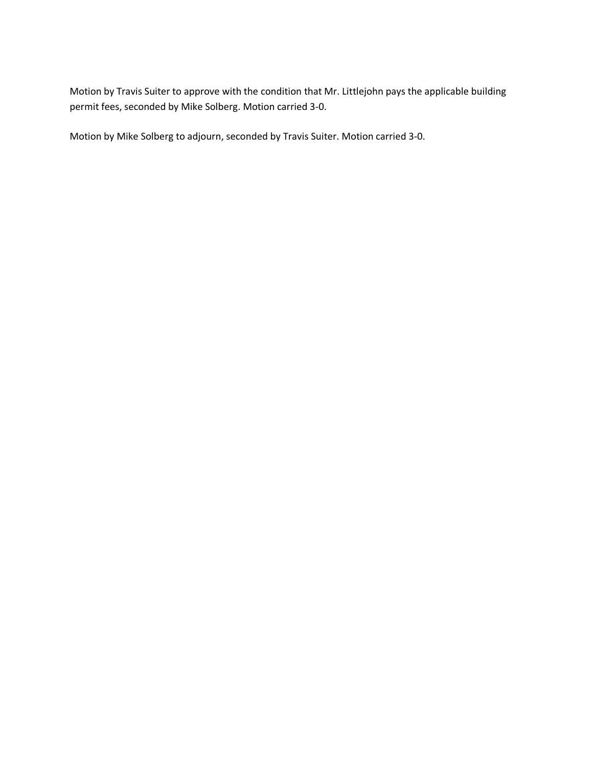Motion by Travis Suiter to approve with the condition that Mr. Littlejohn pays the applicable building permit fees, seconded by Mike Solberg. Motion carried 3-0.

Motion by Mike Solberg to adjourn, seconded by Travis Suiter. Motion carried 3-0.